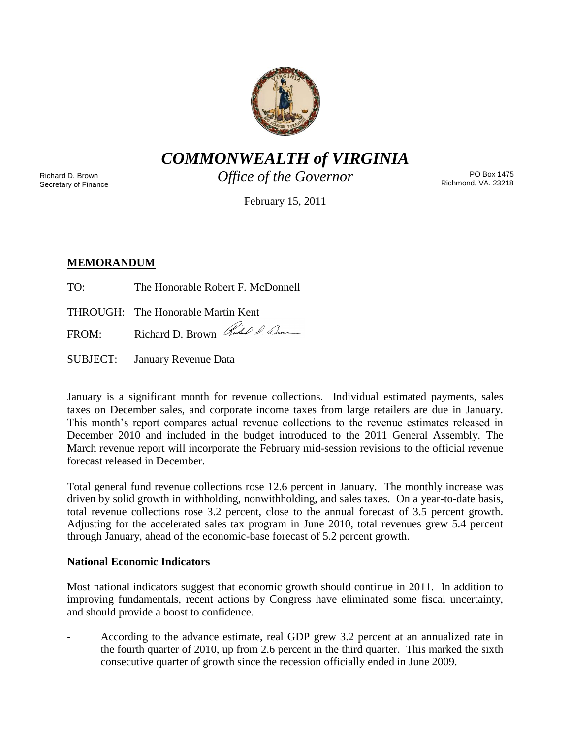# *COMMONWEALTH of VIRGINIA*

*Office of the Governor*

Richard D. Brown
Secretary of Finance

PO Box 1475
Richmond, VA. 23218

February 15, 2011

**MEMORANDUM**

TO: The Honorable Robert F. McDonnell

THROUGH: The Honorable Martin Kent

FROM: Richard D. Brown

SUBJECT: January Revenue Data

January is a significant month for revenue collections. Individual estimated payments, sales taxes on December sales, and corporate income taxes from large retailers are due in January. This month's report compares actual revenue collections to the revenue estimates released in December 2010 and included in the budget introduced to the 2011 General Assembly. The March revenue report will incorporate the February mid-session revisions to the official revenue forecast released in December.

Total general fund revenue collections rose 12.6 percent in January. The monthly increase was driven by solid growth in withholding, nonwithholding, and sales taxes. On a year-to-date basis, total revenue collections rose 3.2 percent, close to the annual forecast of 3.5 percent growth. Adjusting for the accelerated sales tax program in June 2010, total revenues grew 5.4 percent through January, ahead of the economic-base forecast of 5.2 percent growth.

**National Economic Indicators**

Most national indicators suggest that economic growth should continue in 2011. In addition to improving fundamentals, recent actions by Congress have eliminated some fiscal uncertainty, and should provide a boost to confidence.

- According to the advance estimate, real GDP grew 3.2 percent at an annualized rate in the fourth quarter of 2010, up from 2.6 percent in the third quarter. This marked the sixth consecutive quarter of growth since the recession officially ended in June 2009.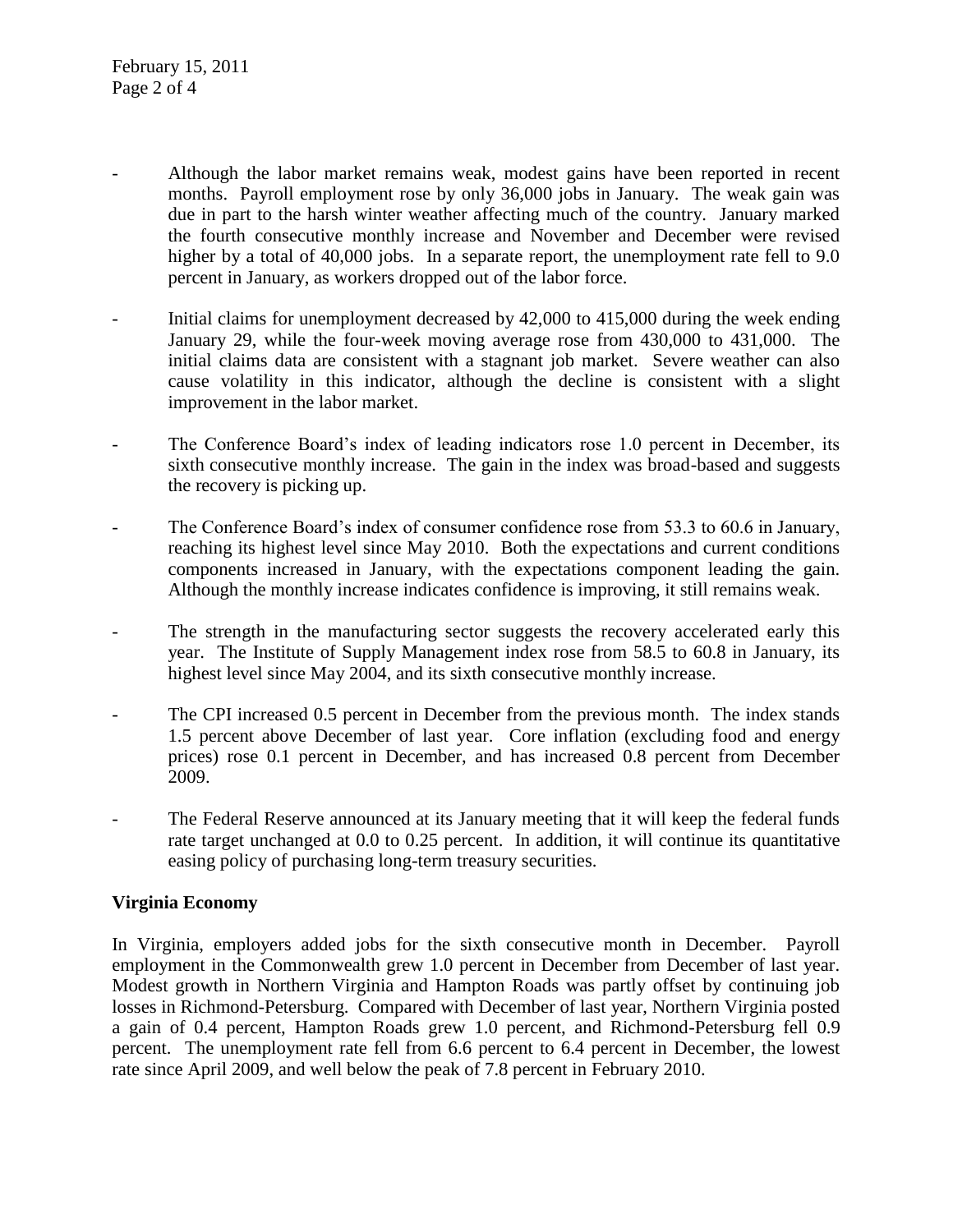- Although the labor market remains weak, modest gains have been reported in recent months. Payroll employment rose by only 36,000 jobs in January. The weak gain was due in part to the harsh winter weather affecting much of the country. January marked the fourth consecutive monthly increase and November and December were revised higher by a total of 40,000 jobs. In a separate report, the unemployment rate fell to 9.0 percent in January, as workers dropped out of the labor force.

- Initial claims for unemployment decreased by 42,000 to 415,000 during the week ending January 29, while the four-week moving average rose from 430,000 to 431,000. The initial claims data are consistent with a stagnant job market. Severe weather can also cause volatility in this indicator, although the decline is consistent with a slight improvement in the labor market.

- The Conference Board's index of leading indicators rose 1.0 percent in December, its sixth consecutive monthly increase. The gain in the index was broad-based and suggests the recovery is picking up.

- The Conference Board's index of consumer confidence rose from 53.3 to 60.6 in January, reaching its highest level since May 2010. Both the expectations and current conditions components increased in January, with the expectations component leading the gain. Although the monthly increase indicates confidence is improving, it still remains weak.

- The strength in the manufacturing sector suggests the recovery accelerated early this year. The Institute of Supply Management index rose from 58.5 to 60.8 in January, its highest level since May 2004, and its sixth consecutive monthly increase.

- The CPI increased 0.5 percent in December from the previous month. The index stands 1.5 percent above December of last year. Core inflation (excluding food and energy prices) rose 0.1 percent in December, and has increased 0.8 percent from December 2009.

- The Federal Reserve announced at its January meeting that it will keep the federal funds rate target unchanged at 0.0 to 0.25 percent. In addition, it will continue its quantitative easing policy of purchasing long-term treasury securities.

**Virginia Economy**

In Virginia, employers added jobs for the sixth consecutive month in December. Payroll employment in the Commonwealth grew 1.0 percent in December from December of last year. Modest growth in Northern Virginia and Hampton Roads was partly offset by continuing job losses in Richmond-Petersburg. Compared with December of last year, Northern Virginia posted a gain of 0.4 percent, Hampton Roads grew 1.0 percent, and Richmond-Petersburg fell 0.9 percent. The unemployment rate fell from 6.6 percent to 6.4 percent in December, the lowest rate since April 2009, and well below the peak of 7.8 percent in February 2010.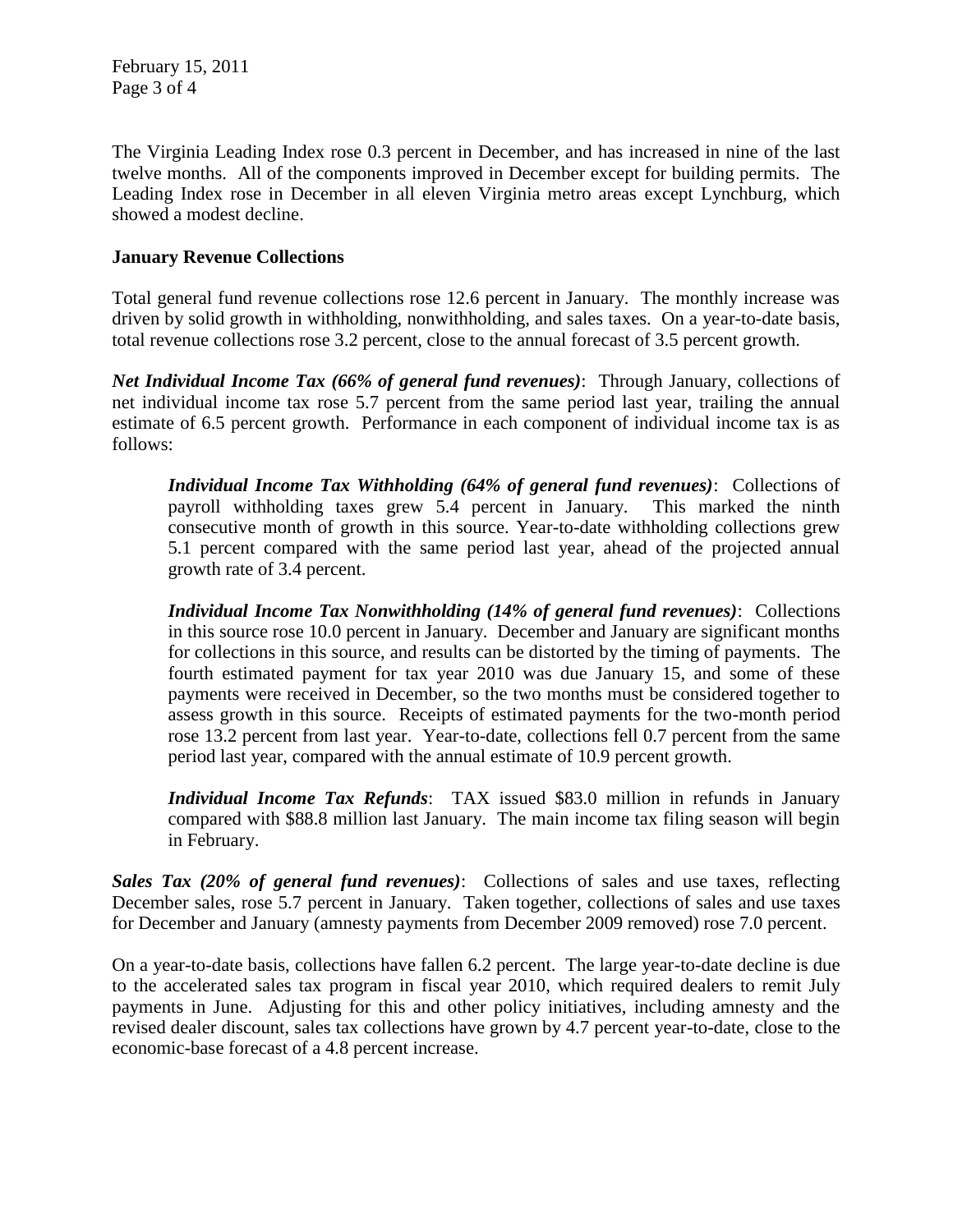The Virginia Leading Index rose 0.3 percent in December, and has increased in nine of the last twelve months. All of the components improved in December except for building permits. The Leading Index rose in December in all eleven Virginia metro areas except Lynchburg, which showed a modest decline.

**January Revenue Collections**

Total general fund revenue collections rose 12.6 percent in January. The monthly increase was driven by solid growth in withholding, nonwithholding, and sales taxes. On a year-to-date basis, total revenue collections rose 3.2 percent, close to the annual forecast of 3.5 percent growth.

***Net Individual Income Tax (66% of general fund revenues)***: Through January, collections of net individual income tax rose 5.7 percent from the same period last year, trailing the annual estimate of 6.5 percent growth. Performance in each component of individual income tax is as follows:

> ***Individual Income Tax Withholding (64% of general fund revenues)***: Collections of payroll withholding taxes grew 5.4 percent in January. This marked the ninth consecutive month of growth in this source. Year-to-date withholding collections grew 5.1 percent compared with the same period last year, ahead of the projected annual growth rate of 3.4 percent.
>
> ***Individual Income Tax Nonwithholding (14% of general fund revenues)***: Collections in this source rose 10.0 percent in January. December and January are significant months for collections in this source, and results can be distorted by the timing of payments. The fourth estimated payment for tax year 2010 was due January 15, and some of these payments were received in December, so the two months must be considered together to assess growth in this source. Receipts of estimated payments for the two-month period rose 13.2 percent from last year. Year-to-date, collections fell 0.7 percent from the same period last year, compared with the annual estimate of 10.9 percent growth.
>
> ***Individual Income Tax Refunds***: TAX issued $83.0 million in refunds in January compared with $88.8 million last January. The main income tax filing season will begin in February.

***Sales Tax (20% of general fund revenues)***: Collections of sales and use taxes, reflecting December sales, rose 5.7 percent in January. Taken together, collections of sales and use taxes for December and January (amnesty payments from December 2009 removed) rose 7.0 percent.

On a year-to-date basis, collections have fallen 6.2 percent. The large year-to-date decline is due to the accelerated sales tax program in fiscal year 2010, which required dealers to remit July payments in June. Adjusting for this and other policy initiatives, including amnesty and the revised dealer discount, sales tax collections have grown by 4.7 percent year-to-date, close to the economic-base forecast of a 4.8 percent increase.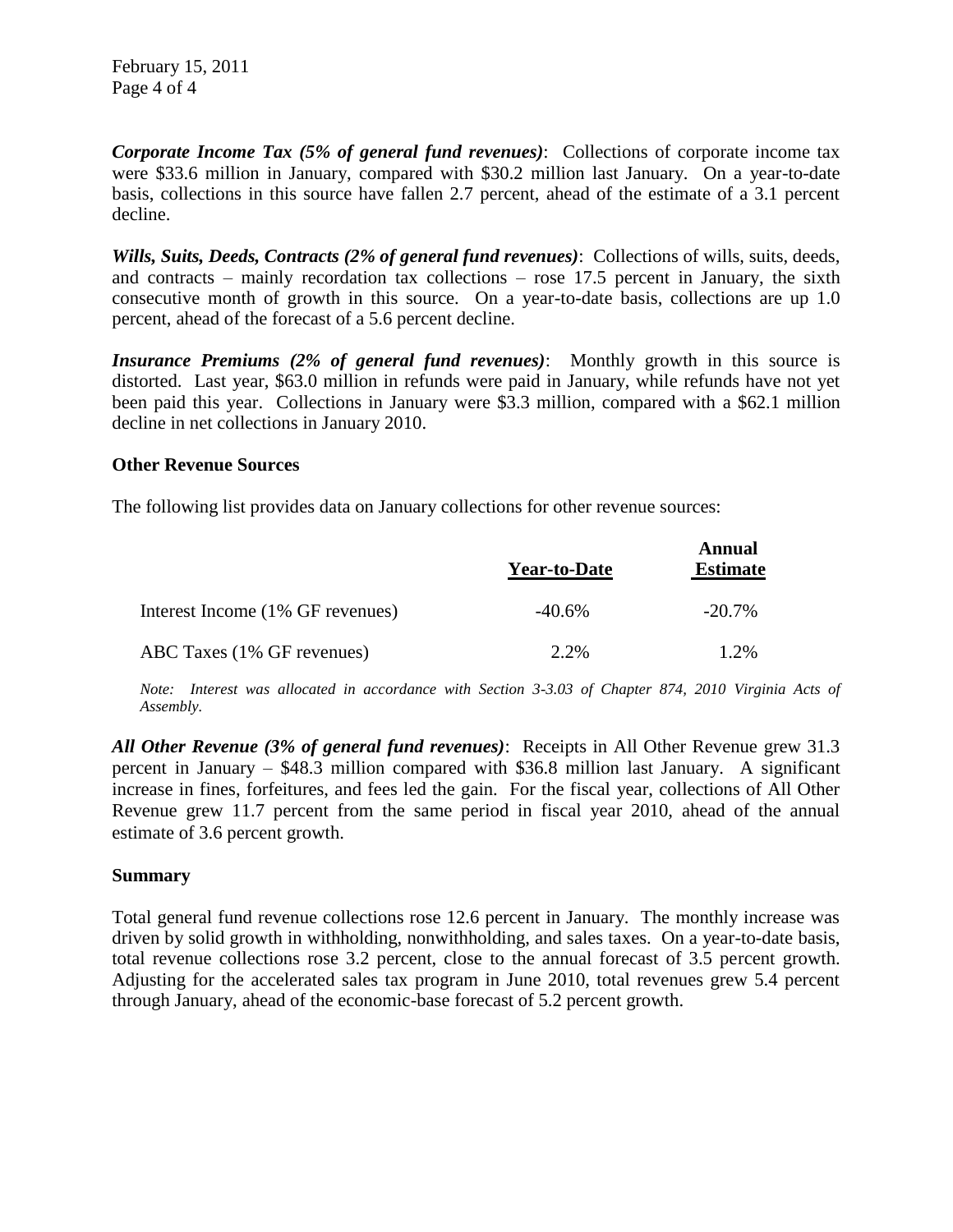***Corporate Income Tax (5% of general fund revenues)***: Collections of corporate income tax were $33.6 million in January, compared with $30.2 million last January. On a year-to-date basis, collections in this source have fallen 2.7 percent, ahead of the estimate of a 3.1 percent decline.

***Wills, Suits, Deeds, Contracts (2% of general fund revenues)***: Collections of wills, suits, deeds, and contracts – mainly recordation tax collections – rose 17.5 percent in January, the sixth consecutive month of growth in this source. On a year-to-date basis, collections are up 1.0 percent, ahead of the forecast of a 5.6 percent decline.

***Insurance Premiums (2% of general fund revenues)***: Monthly growth in this source is distorted. Last year, $63.0 million in refunds were paid in January, while refunds have not yet been paid this year. Collections in January were $3.3 million, compared with a $62.1 million decline in net collections in January 2010.

**Other Revenue Sources**

The following list provides data on January collections for other revenue sources:

| | Year-to-Date | Annual Estimate |
|---|---|---|
| Interest Income (1% GF revenues) | -40.6% | -20.7% |
| ABC Taxes (1% GF revenues) | 2.2% | 1.2% |

*Note: Interest was allocated in accordance with Section 3-3.03 of Chapter 874, 2010 Virginia Acts of Assembly.*

***All Other Revenue (3% of general fund revenues)***: Receipts in All Other Revenue grew 31.3 percent in January – $48.3 million compared with $36.8 million last January. A significant increase in fines, forfeitures, and fees led the gain. For the fiscal year, collections of All Other Revenue grew 11.7 percent from the same period in fiscal year 2010, ahead of the annual estimate of 3.6 percent growth.

**Summary**

Total general fund revenue collections rose 12.6 percent in January. The monthly increase was driven by solid growth in withholding, nonwithholding, and sales taxes. On a year-to-date basis, total revenue collections rose 3.2 percent, close to the annual forecast of 3.5 percent growth. Adjusting for the accelerated sales tax program in June 2010, total revenues grew 5.4 percent through January, ahead of the economic-base forecast of 5.2 percent growth.